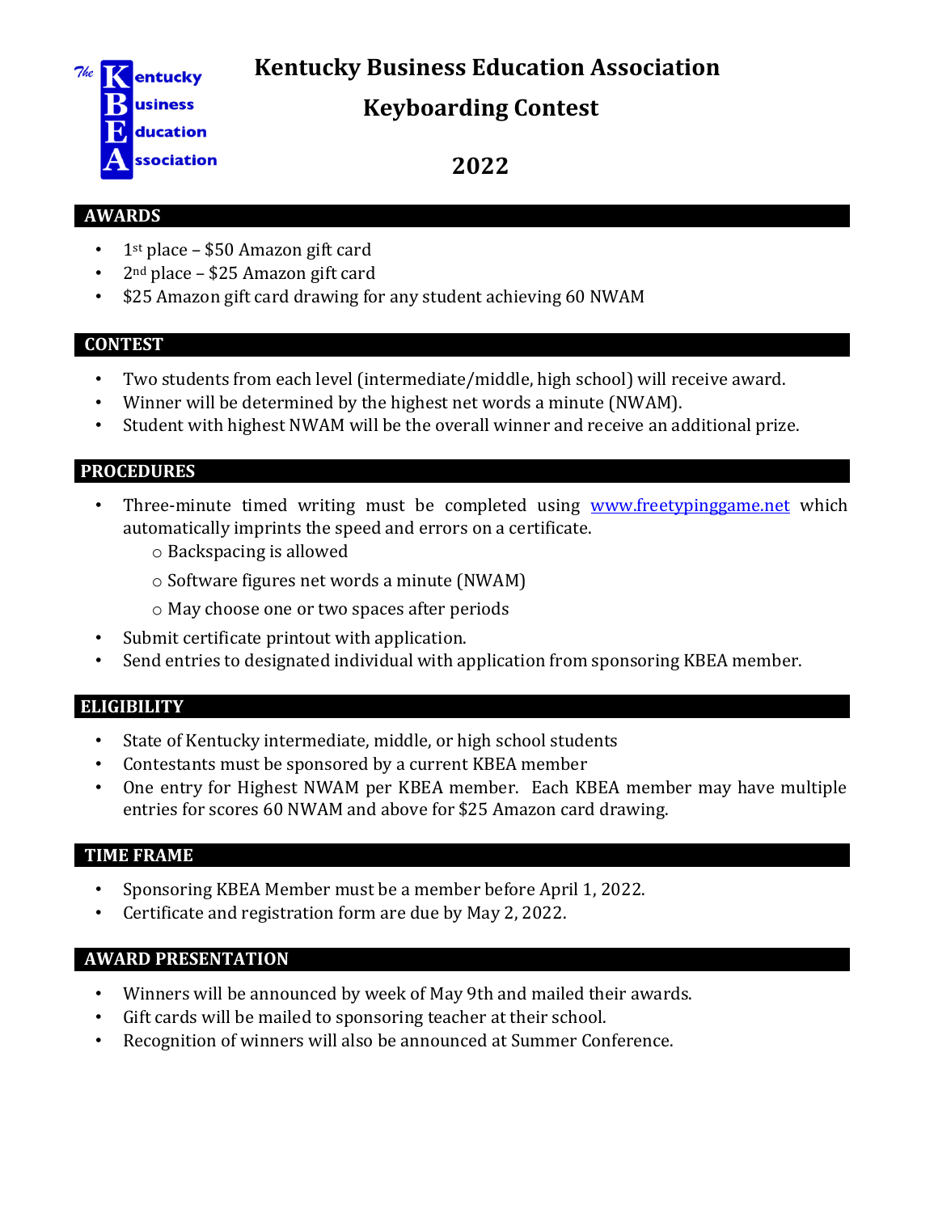# Kentucky Business Education Association

## Keyboarding Contest

## 2022

### AWARDS

- 1st place – $50 Amazon gift card
- 2nd place – $25 Amazon gift card
- $25 Amazon gift card drawing for any student achieving 60 NWAM

### CONTEST

- Two students from each level (intermediate/middle, high school) will receive award.
- Winner will be determined by the highest net words a minute (NWAM).
- Student with highest NWAM will be the overall winner and receive an additional prize.

### PROCEDURES

- Three-minute timed writing must be completed using www.freetypinggame.net which automatically imprints the speed and errors on a certificate.
  - Backspacing is allowed
  - Software figures net words a minute (NWAM)
  - May choose one or two spaces after periods
- Submit certificate printout with application.
- Send entries to designated individual with application from sponsoring KBEA member.

### ELIGIBILITY

- State of Kentucky intermediate, middle, or high school students
- Contestants must be sponsored by a current KBEA member
- One entry for Highest NWAM per KBEA member. Each KBEA member may have multiple entries for scores 60 NWAM and above for $25 Amazon card drawing.

### TIME FRAME

- Sponsoring KBEA Member must be a member before April 1, 2022.
- Certificate and registration form are due by May 2, 2022.

### AWARD PRESENTATION

- Winners will be announced by week of May 9th and mailed their awards.
- Gift cards will be mailed to sponsoring teacher at their school.
- Recognition of winners will also be announced at Summer Conference.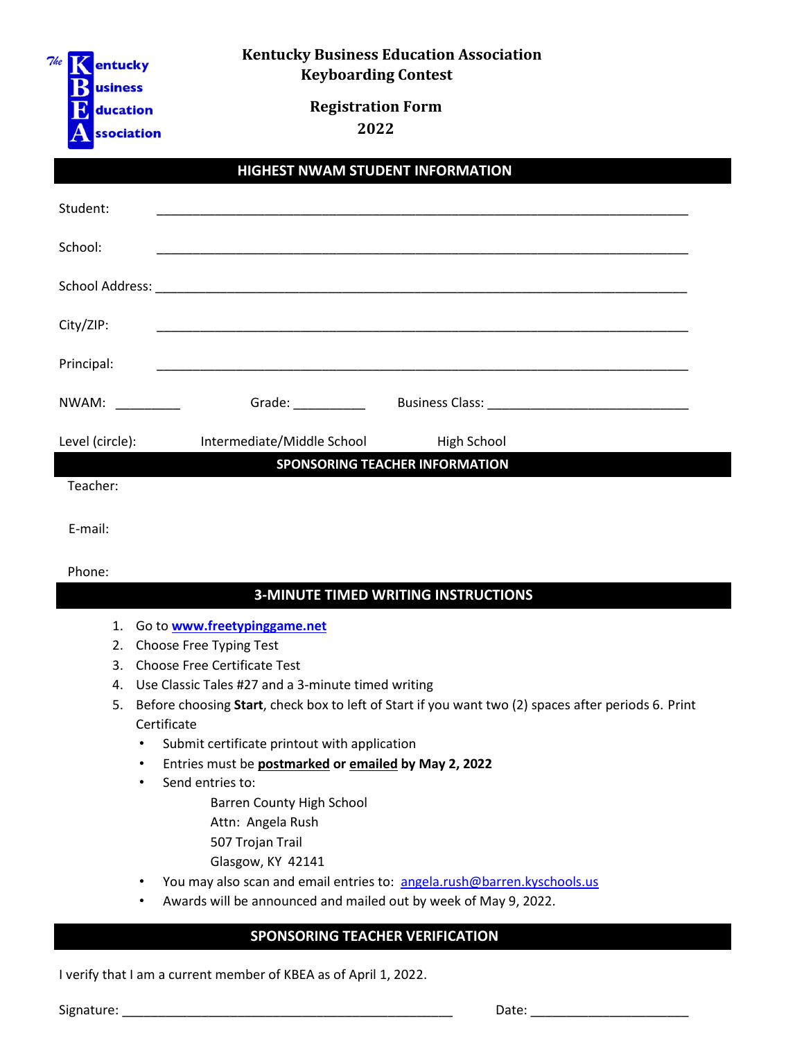The Kentucky Business Education Association

# Kentucky Business Education Association
# Keyboarding Contest

## Registration Form
## 2022

### HIGHEST NWAM STUDENT INFORMATION

Student: ______________________________________________________________________

School: ______________________________________________________________________

School Address: ________________________________________________________________

City/ZIP: _____________________________________________________________________

Principal: ____________________________________________________________________

NWAM: _________ Grade: __________ Business Class: ___________________________

Level (circle): Intermediate/Middle School High School

### SPONSORING TEACHER INFORMATION

Teacher:

E-mail:

Phone:

### 3-MINUTE TIMED WRITING INSTRUCTIONS

1. Go to **www.freetypinggame.net**
2. Choose Free Typing Test
3. Choose Free Certificate Test
4. Use Classic Tales #27 and a 3-minute timed writing
5. Before choosing **Start**, check box to left of Start if you want two (2) spaces after periods 6. Print Certificate
   - Submit certificate printout with application
   - Entries must be **postmarked or emailed by May 2, 2022**
   - Send entries to:

     Barren County High School
     Attn: Angela Rush
     507 Trojan Trail
     Glasgow, KY 42141
   - You may also scan and email entries to: angela.rush@barren.kyschools.us
   - Awards will be announced and mailed out by week of May 9, 2022.

### SPONSORING TEACHER VERIFICATION

I verify that I am a current member of KBEA as of April 1, 2022.

Signature: _______________________________________________ Date: ______________________